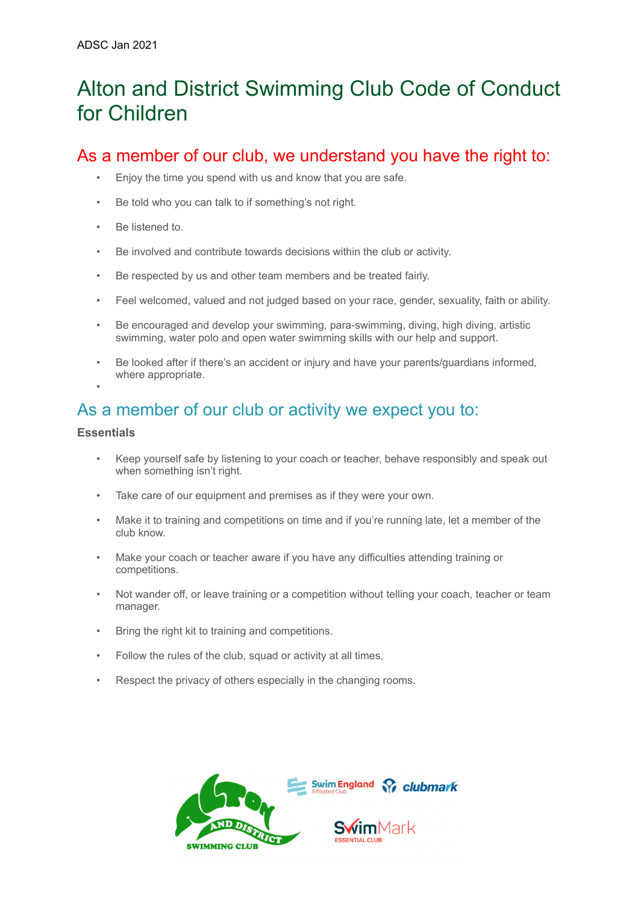ADSC Jan 2021

# Alton and District Swimming Club Code of Conduct for Children

## As a member of our club, we understand you have the right to:

- Enjoy the time you spend with us and know that you are safe.
- Be told who you can talk to if something's not right.
- Be listened to.
- Be involved and contribute towards decisions within the club or activity.
- Be respected by us and other team members and be treated fairly.
- Feel welcomed, valued and not judged based on your race, gender, sexuality, faith or ability.
- Be encouraged and develop your swimming, para-swimming, diving, high diving, artistic swimming, water polo and open water swimming skills with our help and support.
- Be looked after if there's an accident or injury and have your parents/guardians informed, where appropriate.

## As a member of our club or activity we expect you to:

**Essentials**

- Keep yourself safe by listening to your coach or teacher, behave responsibly and speak out when something isn't right.
- Take care of our equipment and premises as if they were your own.
- Make it to training and competitions on time and if you're running late, let a member of the club know.
- Make your coach or teacher aware if you have any difficulties attending training or competitions.
- Not wander off, or leave training or a competition without telling your coach, teacher or team manager.
- Bring the right kit to training and competitions.
- Follow the rules of the club, squad or activity at all times.
- Respect the privacy of others especially in the changing rooms.

ALTON AND DISTRICT SWIMMING CLUB

Swim England Affiliated Club | clubmark | SwimMark ESSENTIAL CLUB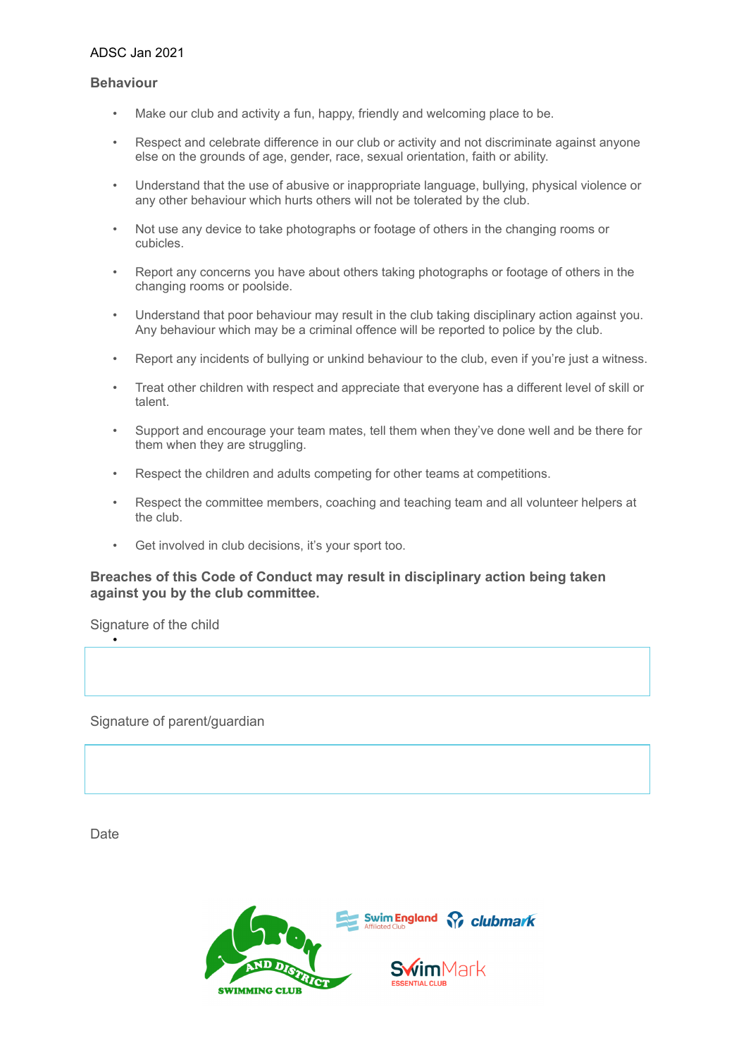ADSC Jan 2021

## Behaviour

- Make our club and activity a fun, happy, friendly and welcoming place to be.
- Respect and celebrate difference in our club or activity and not discriminate against anyone else on the grounds of age, gender, race, sexual orientation, faith or ability.
- Understand that the use of abusive or inappropriate language, bullying, physical violence or any other behaviour which hurts others will not be tolerated by the club.
- Not use any device to take photographs or footage of others in the changing rooms or cubicles.
- Report any concerns you have about others taking photographs or footage of others in the changing rooms or poolside.
- Understand that poor behaviour may result in the club taking disciplinary action against you. Any behaviour which may be a criminal offence will be reported to police by the club.
- Report any incidents of bullying or unkind behaviour to the club, even if you're just a witness.
- Treat other children with respect and appreciate that everyone has a different level of skill or talent.
- Support and encourage your team mates, tell them when they've done well and be there for them when they are struggling.
- Respect the children and adults competing for other teams at competitions.
- Respect the committee members, coaching and teaching team and all volunteer helpers at the club.
- Get involved in club decisions, it's your sport too.

**Breaches of this Code of Conduct may result in disciplinary action being taken against you by the club committee.**

Signature of the child

Signature of parent/guardian

Date